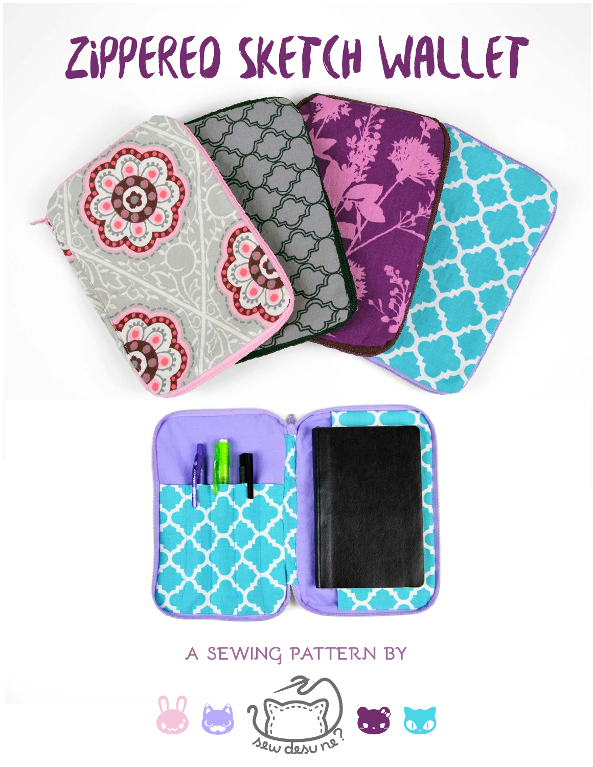# ZIPPERED SKETCH WALLET

A SEWING PATTERN BY

sew desu ne?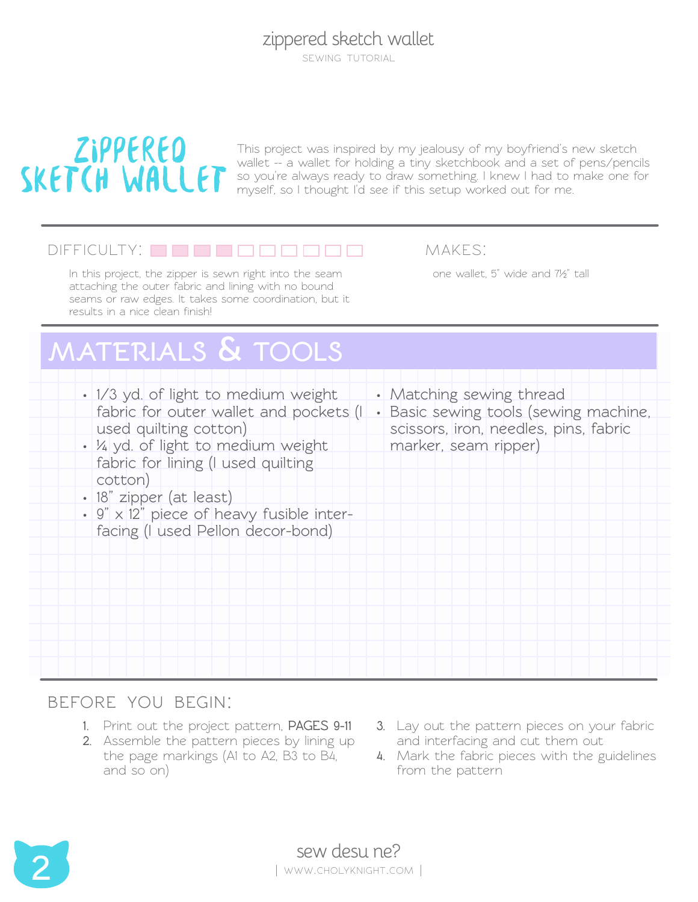# ZIPPERED SKETCH WALLET

This project was inspired by my jealousy of my boyfriend's new sketch wallet -- a wallet for holding a tiny sketchbook and a set of pens/pencils so you're always ready to draw something. I knew I had to make one for myself, so I thought I'd see if this setup worked out for me.

## DIFFICULTY:

In this project, the zipper is sewn right into the seam attaching the outer fabric and lining with no bound seams or raw edges. It takes some coordination, but it results in a nice clean finish!

## MAKES:

one wallet, 5" wide and 7½" tall

## MATERIALS & TOOLS

- 1/3 yd. of light to medium weight fabric for outer wallet and pockets (I used quilting cotton)
- ¼ yd. of light to medium weight fabric for lining (I used quilting cotton)
- 18" zipper (at least)
- 9" x 12" piece of heavy fusible interfacing (I used Pellon decor-bond)
- Matching sewing thread
- Basic sewing tools (sewing machine, scissors, iron, needles, pins, fabric marker, seam ripper)

## BEFORE YOU BEGIN:

1. Print out the project pattern, **PAGES 9-11**
2. Assemble the pattern pieces by lining up the page markings (A1 to A2, B3 to B4, and so on)
3. Lay out the pattern pieces on your fabric and interfacing and cut them out
4. Mark the fabric pieces with the guidelines from the pattern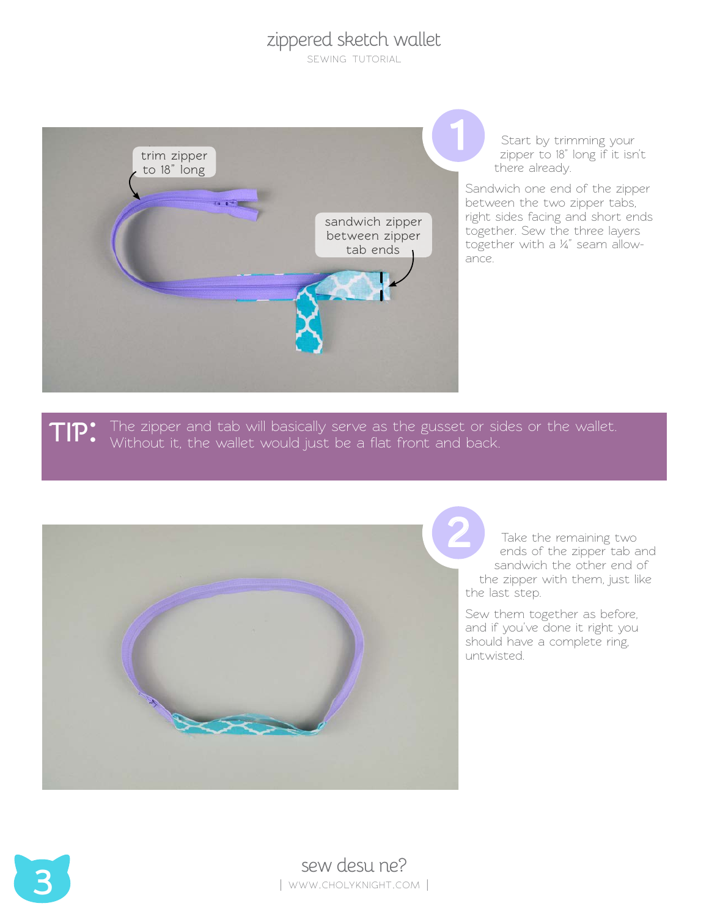**1**

Start by trimming your zipper to 18" long if it isn't there already.

Sandwich one end of the zipper between the two zipper tabs, right sides facing and short ends together. Sew the three layers together with a ¼" seam allowance.

trim zipper to 18" long

sandwich zipper between zipper tab ends

**TIP:** The zipper and tab will basically serve as the gusset or sides or the wallet. Without it, the wallet would just be a flat front and back.

**2**

Take the remaining two ends of the zipper tab and sandwich the other end of the zipper with them, just like the last step.

Sew them together as before, and if you've done it right you should have a complete ring, untwisted.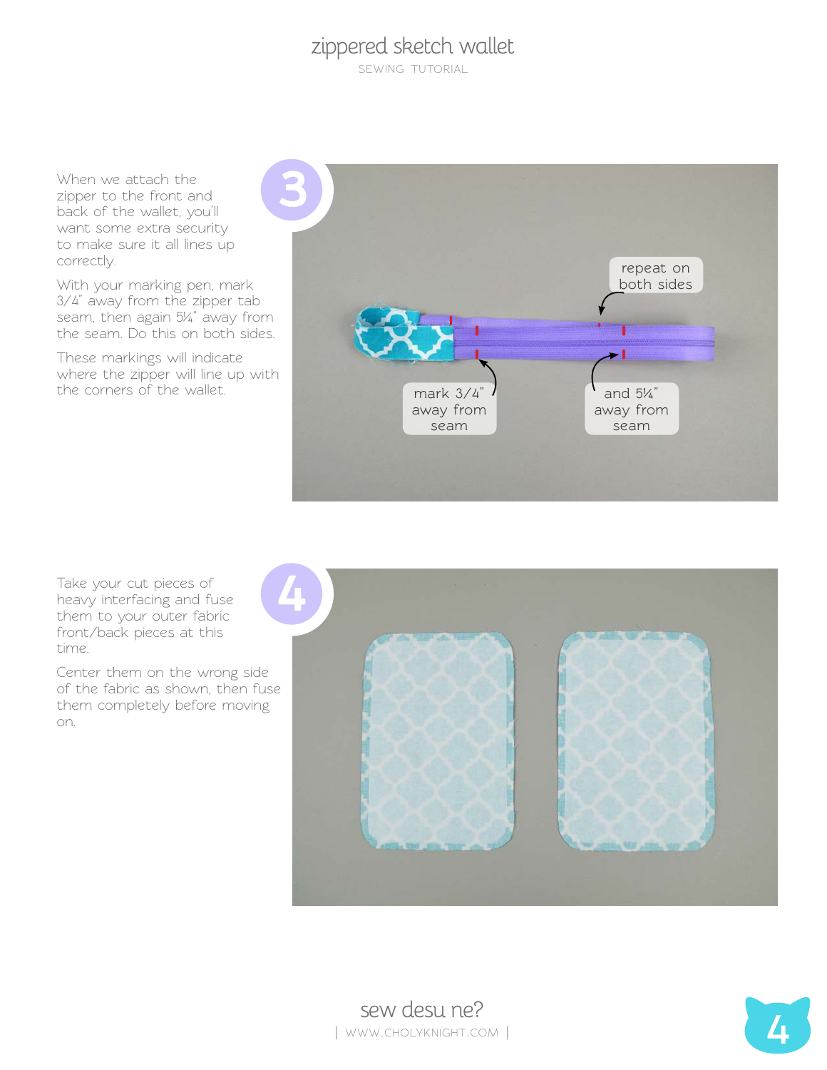## 3

When we attach the zipper to the front and back of the wallet, you'll want some extra security to make sure it all lines up correctly.

With your marking pen, mark 3/4" away from the zipper tab seam, then again 5¼" away from the seam. Do this on both sides.

These markings will indicate where the zipper will line up with the corners of the wallet.

repeat on both sides

mark 3/4" away from seam

and 5¼" away from seam

## 4

Take your cut pieces of heavy interfacing and fuse them to your outer fabric front/back pieces at this time.

Center them on the wrong side of the fabric as shown, then fuse them completely before moving on.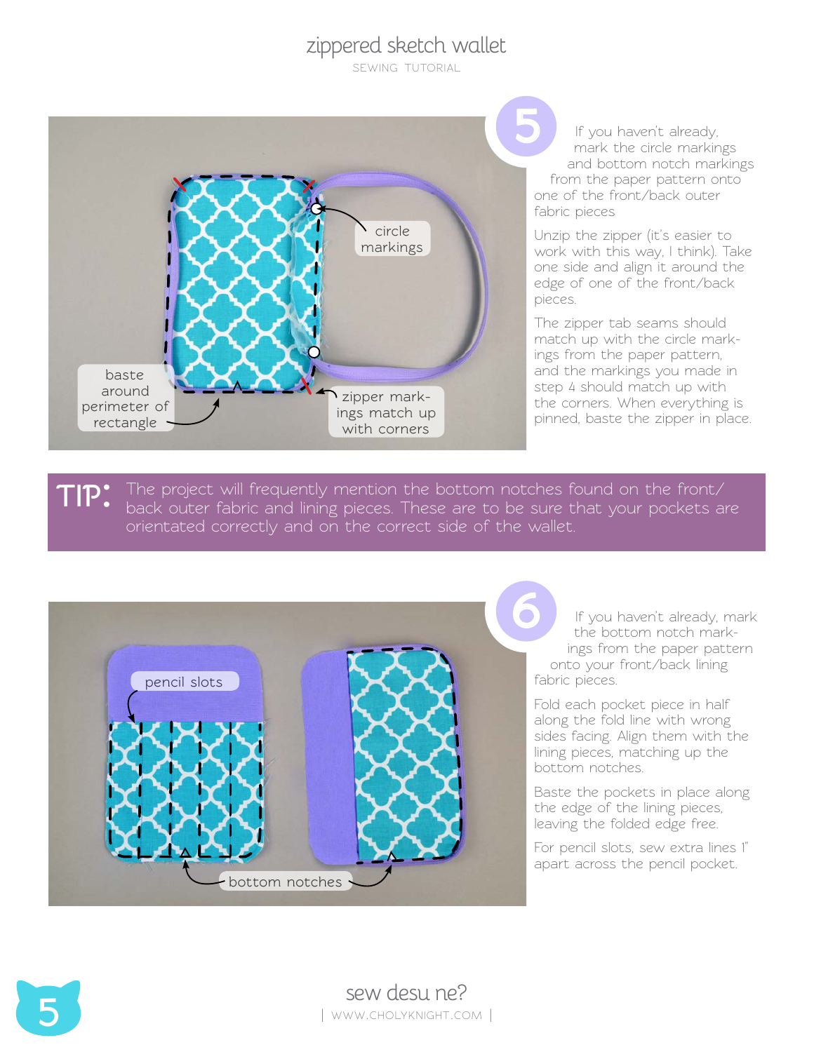## 5

If you haven't already, mark the circle markings and bottom notch markings from the paper pattern onto one of the front/back outer fabric pieces

Unzip the zipper (it's easier to work with this way, I think). Take one side and align it around the edge of one of the front/back pieces.

The zipper tab seams should match up with the circle markings from the paper pattern, and the markings you made in step 4 should match up with the corners. When everything is pinned, baste the zipper in place.

circle markings

baste around perimeter of rectangle

zipper markings match up with corners

**TIP:** The project will frequently mention the bottom notches found on the front/back outer fabric and lining pieces. These are to be sure that your pockets are orientated correctly and on the correct side of the wallet.

## 6

If you haven't already, mark the bottom notch markings from the paper pattern onto your front/back lining fabric pieces.

Fold each pocket piece in half along the fold line with wrong sides facing. Align them with the lining pieces, matching up the bottom notches.

Baste the pockets in place along the edge of the lining pieces, leaving the folded edge free.

For pencil slots, sew extra lines 1" apart across the pencil pocket.

pencil slots

bottom notches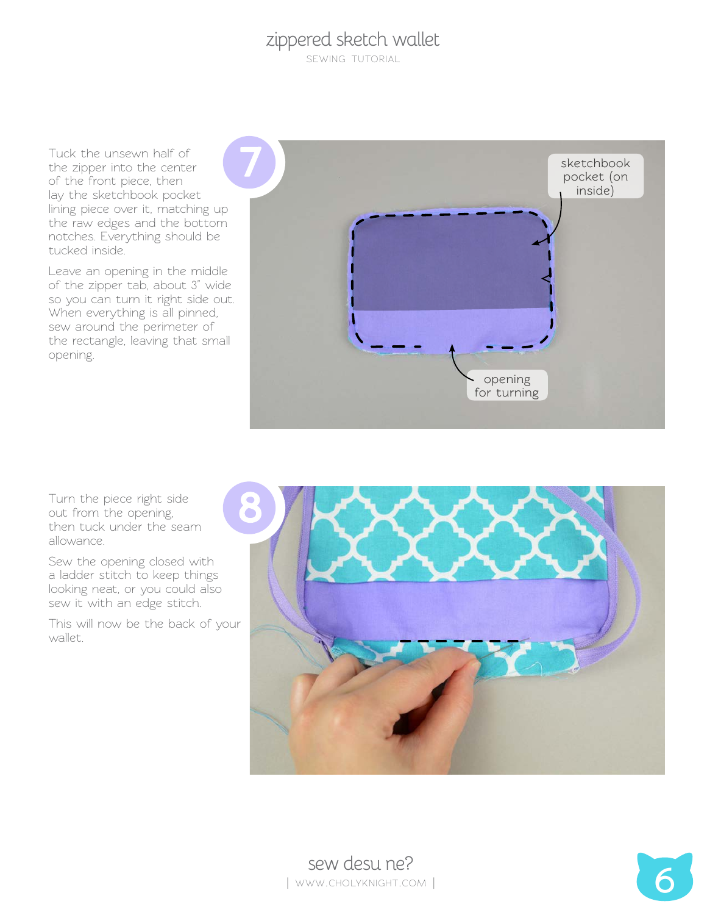## 7

Tuck the unsewn half of the zipper into the center of the front piece, then lay the sketchbook pocket lining piece over it, matching up the raw edges and the bottom notches. Everything should be tucked inside.

Leave an opening in the middle of the zipper tab, about 3" wide so you can turn it right side out. When everything is all pinned, sew around the perimeter of the rectangle, leaving that small opening.

sketchbook pocket (on inside)

opening for turning

## 8

Turn the piece right side out from the opening, then tuck under the seam allowance.

Sew the opening closed with a ladder stitch to keep things looking neat, or you could also sew it with an edge stitch.

This will now be the back of your wallet.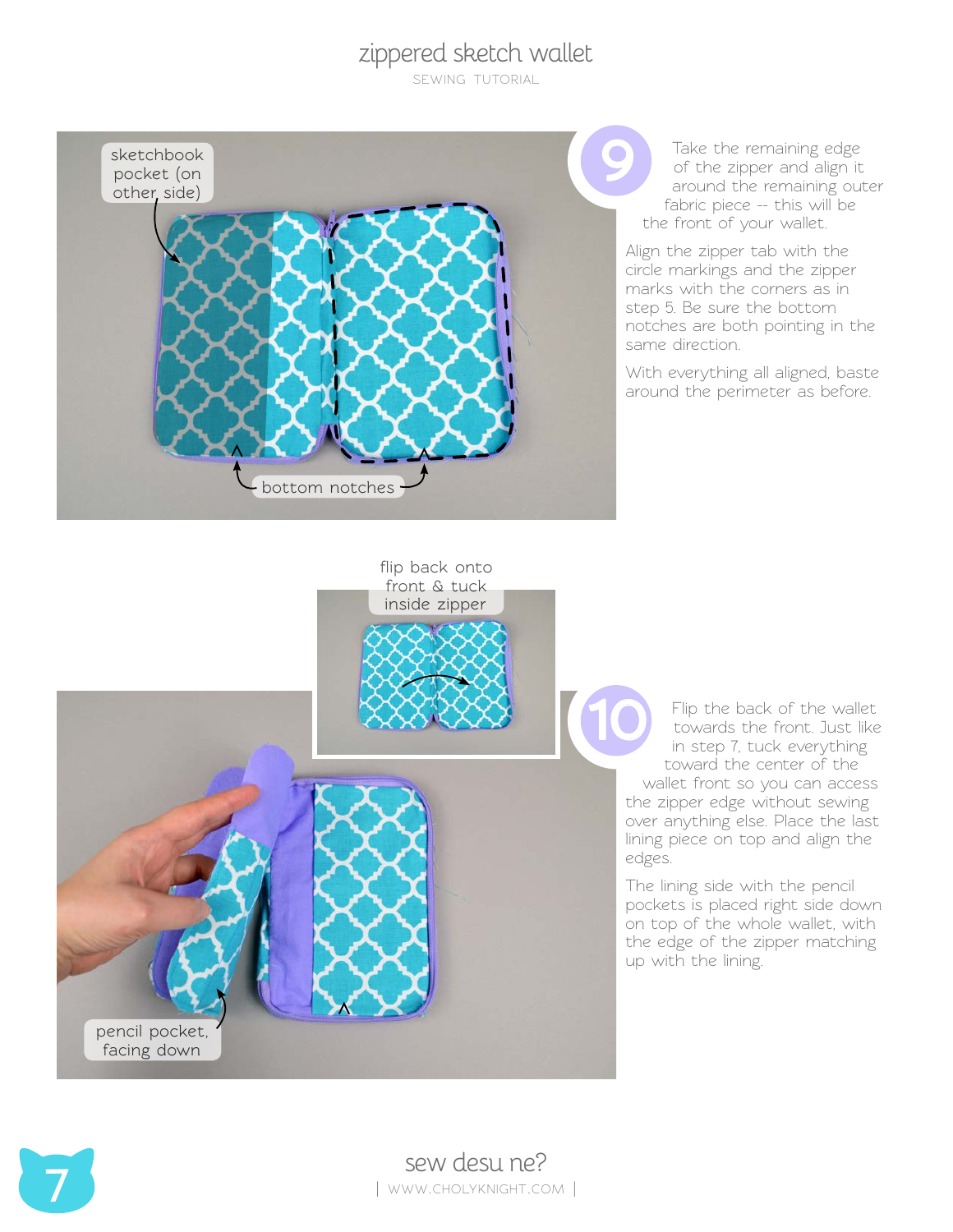sketchbook pocket (on other side)

bottom notches

## 9

Take the remaining edge of the zipper and align it around the remaining outer fabric piece -- this will be the front of your wallet.

Align the zipper tab with the circle markings and the zipper marks with the corners as in step 5. Be sure the bottom notches are both pointing in the same direction.

With everything all aligned, baste around the perimeter as before.

flip back onto front & tuck inside zipper

pencil pocket, facing down

## 10

Flip the back of the wallet towards the front. Just like in step 7, tuck everything toward the center of the wallet front so you can access the zipper edge without sewing over anything else. Place the last lining piece on top and align the edges.

The lining side with the pencil pockets is placed right side down on top of the whole wallet, with the edge of the zipper matching up with the lining.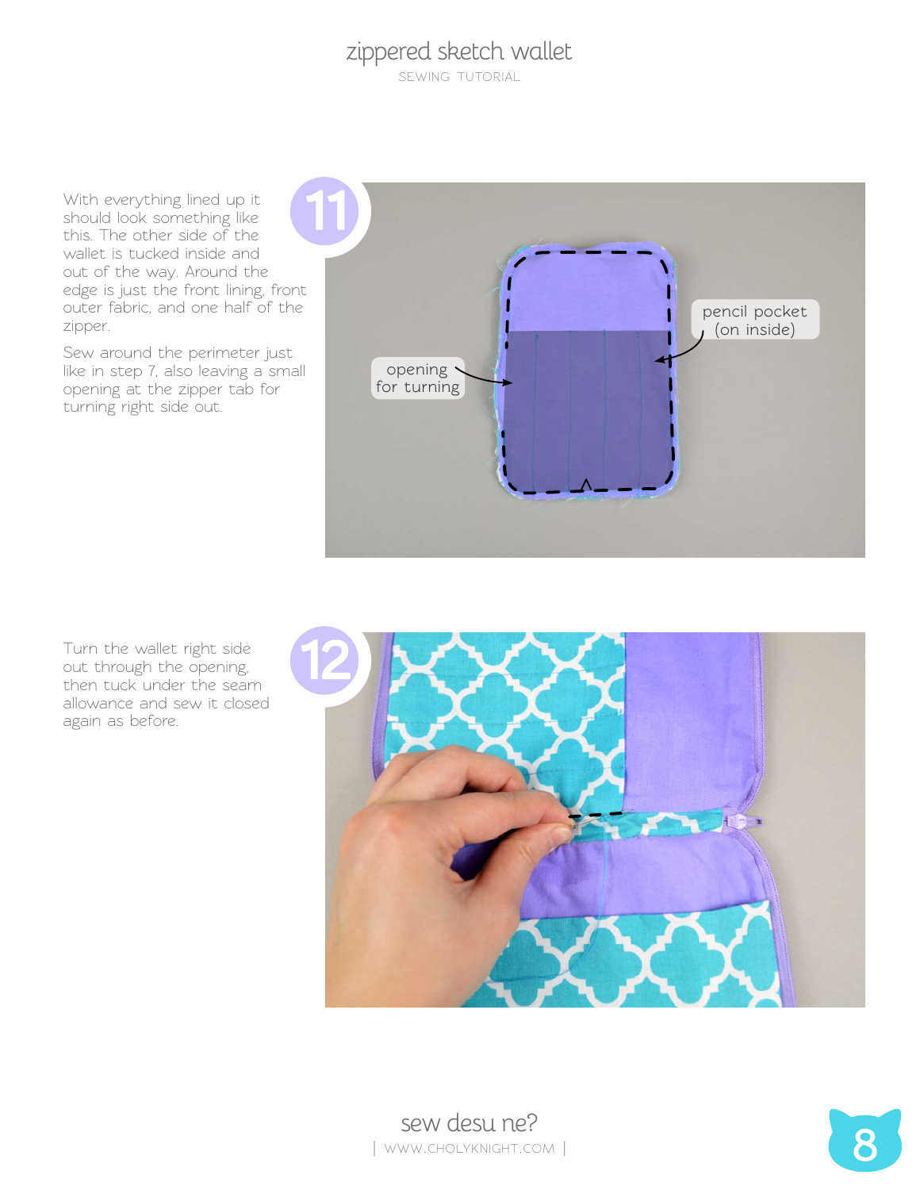**11**

With everything lined up it should look something like this. The other side of the wallet is tucked inside and out of the way. Around the edge is just the front lining, front outer fabric, and one half of the zipper.

Sew around the perimeter just like in step 7, also leaving a small opening at the zipper tab for turning right side out.

**12**

Turn the wallet right side out through the opening, then tuck under the seam allowance and sew it closed again as before.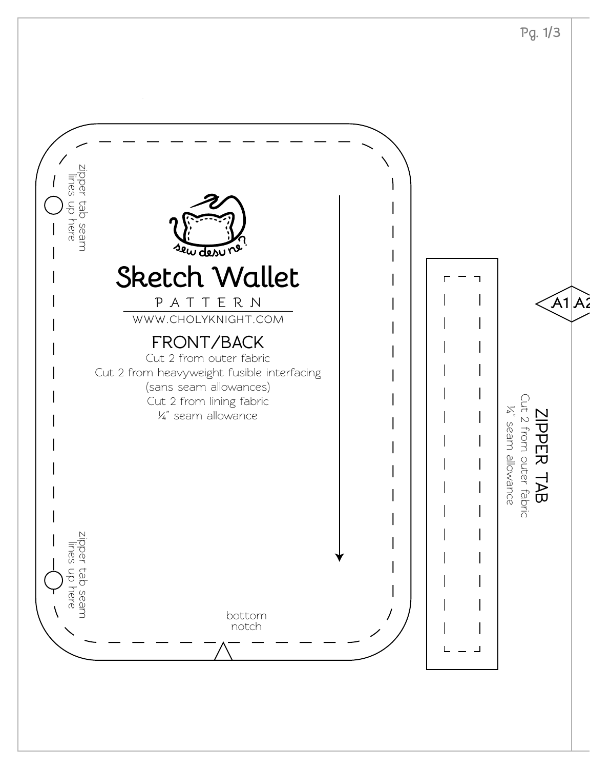sew desu ne?

# Sketch Wallet

PATTERN

WWW.CHOLYKNIGHT.COM

## FRONT/BACK

Cut 2 from outer fabric
Cut 2 from heavyweight fusible interfacing
(sans seam allowances)
Cut 2 from lining fabric
¼" seam allowance

zipper tab seam lines up here

zipper tab seam lines up here

bottom notch

## ZIPPER TAB

Cut 2 from outer fabric
¼" seam allowance

A1 A2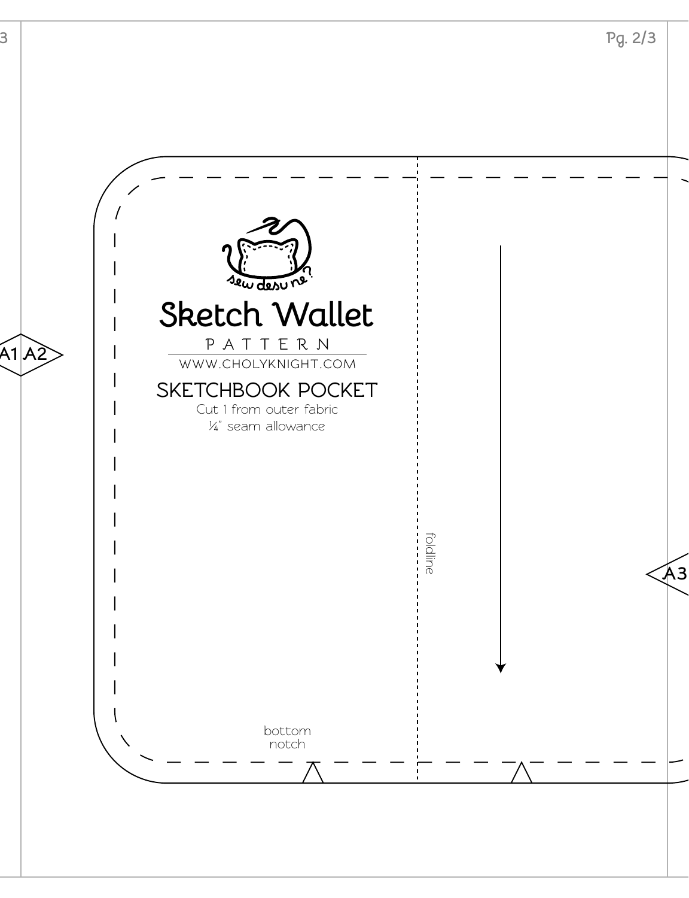A1 A2

sew desu ne?

# Sketch Wallet

PATTERN

WWW.CHOLYKNIGHT.COM

## SKETCHBOOK POCKET

Cut 1 from outer fabric

¼" seam allowance

foldline

A3

bottom notch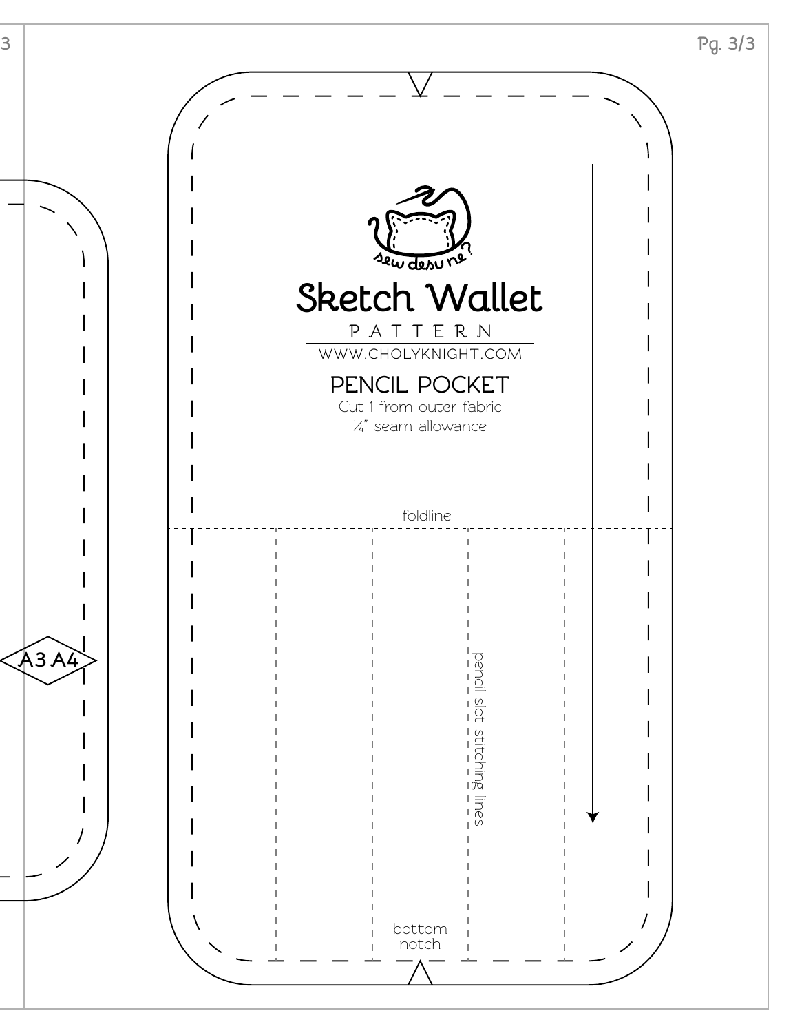sew desu ne?

# Sketch Wallet

PATTERN

WWW.CHOLYKNIGHT.COM

## PENCIL POCKET

Cut 1 from outer fabric

¼" seam allowance

foldline

pencil slot stitching lines

bottom notch

A3 A4